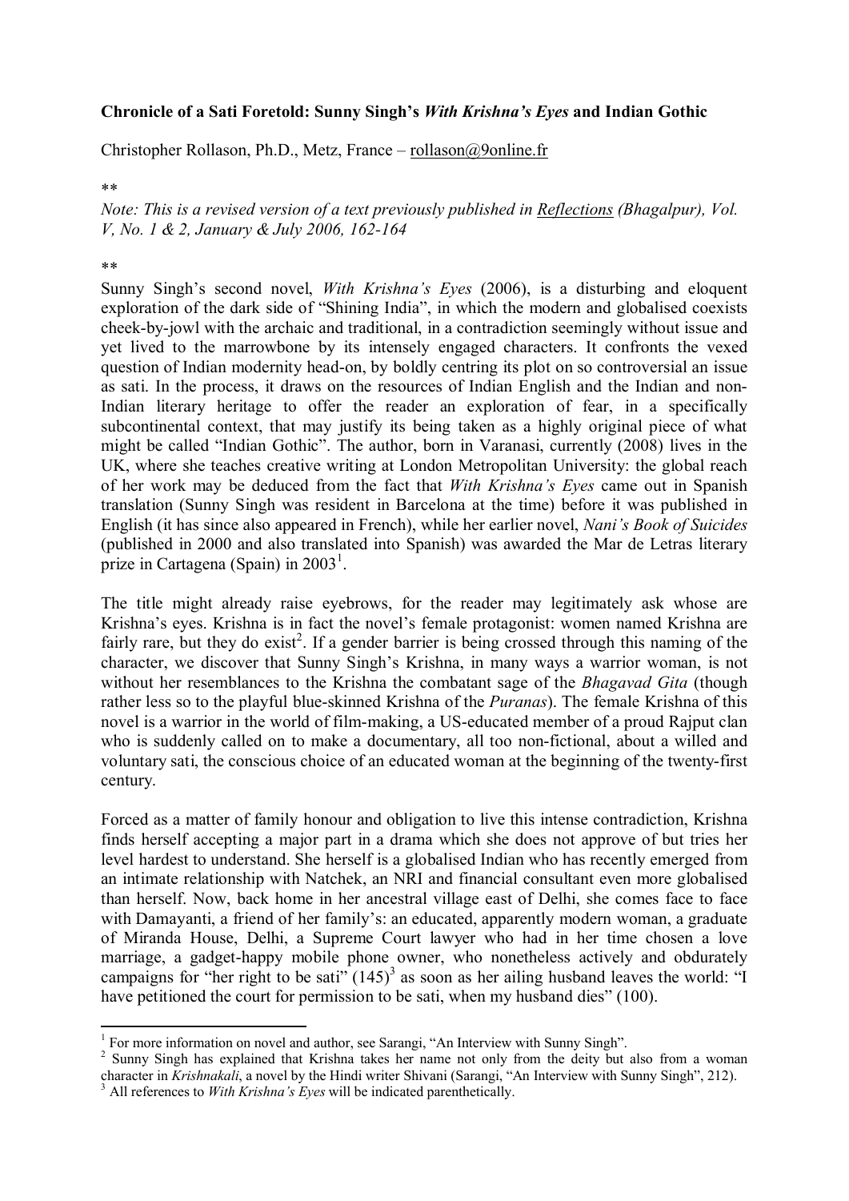**Chronicle of a Sati Foretold: Sunny Singh's *With Krishna's Eyes* and Indian Gothic**

Christopher Rollason, Ph.D., Metz, France – rollason@9online.fr

**

*Note: This is a revised version of a text previously published in Reflections (Bhagalpur), Vol. V, No. 1 & 2, January & July 2006, 162-164*

**

Sunny Singh's second novel, *With Krishna's Eyes* (2006), is a disturbing and eloquent exploration of the dark side of "Shining India", in which the modern and globalised coexists cheek-by-jowl with the archaic and traditional, in a contradiction seemingly without issue and yet lived to the marrowbone by its intensely engaged characters. It confronts the vexed question of Indian modernity head-on, by boldly centring its plot on so controversial an issue as sati. In the process, it draws on the resources of Indian English and the Indian and non-Indian literary heritage to offer the reader an exploration of fear, in a specifically subcontinental context, that may justify its being taken as a highly original piece of what might be called "Indian Gothic". The author, born in Varanasi, currently (2008) lives in the UK, where she teaches creative writing at London Metropolitan University: the global reach of her work may be deduced from the fact that *With Krishna's Eyes* came out in Spanish translation (Sunny Singh was resident in Barcelona at the time) before it was published in English (it has since also appeared in French), while her earlier novel, *Nani's Book of Suicides* (published in 2000 and also translated into Spanish) was awarded the Mar de Letras literary prize in Cartagena (Spain) in 2003[1].

The title might already raise eyebrows, for the reader may legitimately ask whose are Krishna's eyes. Krishna is in fact the novel's female protagonist: women named Krishna are fairly rare, but they do exist[2]. If a gender barrier is being crossed through this naming of the character, we discover that Sunny Singh's Krishna, in many ways a warrior woman, is not without her resemblances to the Krishna the combatant sage of the *Bhagavad Gita* (though rather less so to the playful blue-skinned Krishna of the *Puranas*). The female Krishna of this novel is a warrior in the world of film-making, a US-educated member of a proud Rajput clan who is suddenly called on to make a documentary, all too non-fictional, about a willed and voluntary sati, the conscious choice of an educated woman at the beginning of the twenty-first century.

Forced as a matter of family honour and obligation to live this intense contradiction, Krishna finds herself accepting a major part in a drama which she does not approve of but tries her level hardest to understand. She herself is a globalised Indian who has recently emerged from an intimate relationship with Natchek, an NRI and financial consultant even more globalised than herself. Now, back home in her ancestral village east of Delhi, she comes face to face with Damayanti, a friend of her family's: an educated, apparently modern woman, a graduate of Miranda House, Delhi, a Supreme Court lawyer who had in her time chosen a love marriage, a gadget-happy mobile phone owner, who nonetheless actively and obdurately campaigns for "her right to be sati" (145)[3] as soon as her ailing husband leaves the world: "I have petitioned the court for permission to be sati, when my husband dies" (100).

---

[1] For more information on novel and author, see Sarangi, "An Interview with Sunny Singh".

[2] Sunny Singh has explained that Krishna takes her name not only from the deity but also from a woman character in *Krishnakali*, a novel by the Hindi writer Shivani (Sarangi, "An Interview with Sunny Singh", 212).

[3] All references to *With Krishna's Eyes* will be indicated parenthetically.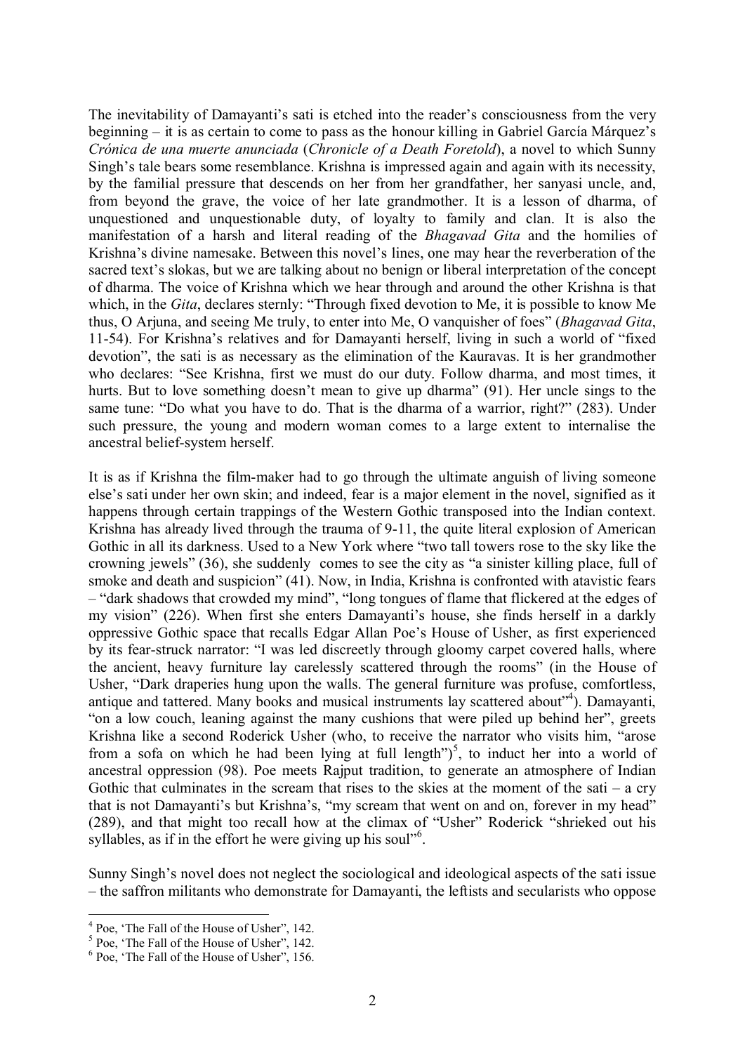The inevitability of Damayanti's sati is etched into the reader's consciousness from the very beginning – it is as certain to come to pass as the honour killing in Gabriel García Márquez's *Crónica de una muerte anunciada* (*Chronicle of a Death Foretold*), a novel to which Sunny Singh's tale bears some resemblance. Krishna is impressed again and again with its necessity, by the familial pressure that descends on her from her grandfather, her sanyasi uncle, and, from beyond the grave, the voice of her late grandmother. It is a lesson of dharma, of unquestioned and unquestionable duty, of loyalty to family and clan. It is also the manifestation of a harsh and literal reading of the *Bhagavad Gita* and the homilies of Krishna's divine namesake. Between this novel's lines, one may hear the reverberation of the sacred text's slokas, but we are talking about no benign or liberal interpretation of the concept of dharma. The voice of Krishna which we hear through and around the other Krishna is that which, in the *Gita*, declares sternly: "Through fixed devotion to Me, it is possible to know Me thus, O Arjuna, and seeing Me truly, to enter into Me, O vanquisher of foes" (*Bhagavad Gita*, 11-54). For Krishna's relatives and for Damayanti herself, living in such a world of "fixed devotion", the sati is as necessary as the elimination of the Kauravas. It is her grandmother who declares: "See Krishna, first we must do our duty. Follow dharma, and most times, it hurts. But to love something doesn't mean to give up dharma" (91). Her uncle sings to the same tune: "Do what you have to do. That is the dharma of a warrior, right?" (283). Under such pressure, the young and modern woman comes to a large extent to internalise the ancestral belief-system herself.

It is as if Krishna the film-maker had to go through the ultimate anguish of living someone else's sati under her own skin; and indeed, fear is a major element in the novel, signified as it happens through certain trappings of the Western Gothic transposed into the Indian context. Krishna has already lived through the trauma of 9-11, the quite literal explosion of American Gothic in all its darkness. Used to a New York where "two tall towers rose to the sky like the crowning jewels" (36), she suddenly comes to see the city as "a sinister killing place, full of smoke and death and suspicion" (41). Now, in India, Krishna is confronted with atavistic fears – "dark shadows that crowded my mind", "long tongues of flame that flickered at the edges of my vision" (226). When first she enters Damayanti's house, she finds herself in a darkly oppressive Gothic space that recalls Edgar Allan Poe's House of Usher, as first experienced by its fear-struck narrator: "I was led discreetly through gloomy carpet covered halls, where the ancient, heavy furniture lay carelessly scattered through the rooms" (in the House of Usher, "Dark draperies hung upon the walls. The general furniture was profuse, comfortless, antique and tattered. Many books and musical instruments lay scattered about"[4]). Damayanti, "on a low couch, leaning against the many cushions that were piled up behind her", greets Krishna like a second Roderick Usher (who, to receive the narrator who visits him, "arose from a sofa on which he had been lying at full length")[5], to induct her into a world of ancestral oppression (98). Poe meets Rajput tradition, to generate an atmosphere of Indian Gothic that culminates in the scream that rises to the skies at the moment of the sati – a cry that is not Damayanti's but Krishna's, "my scream that went on and on, forever in my head" (289), and that might too recall how at the climax of "Usher" Roderick "shrieked out his syllables, as if in the effort he were giving up his soul"[6].

Sunny Singh's novel does not neglect the sociological and ideological aspects of the sati issue – the saffron militants who demonstrate for Damayanti, the leftists and secularists who oppose

---

[4] Poe, 'The Fall of the House of Usher", 142.

[5] Poe, 'The Fall of the House of Usher", 142.

[6] Poe, 'The Fall of the House of Usher", 156.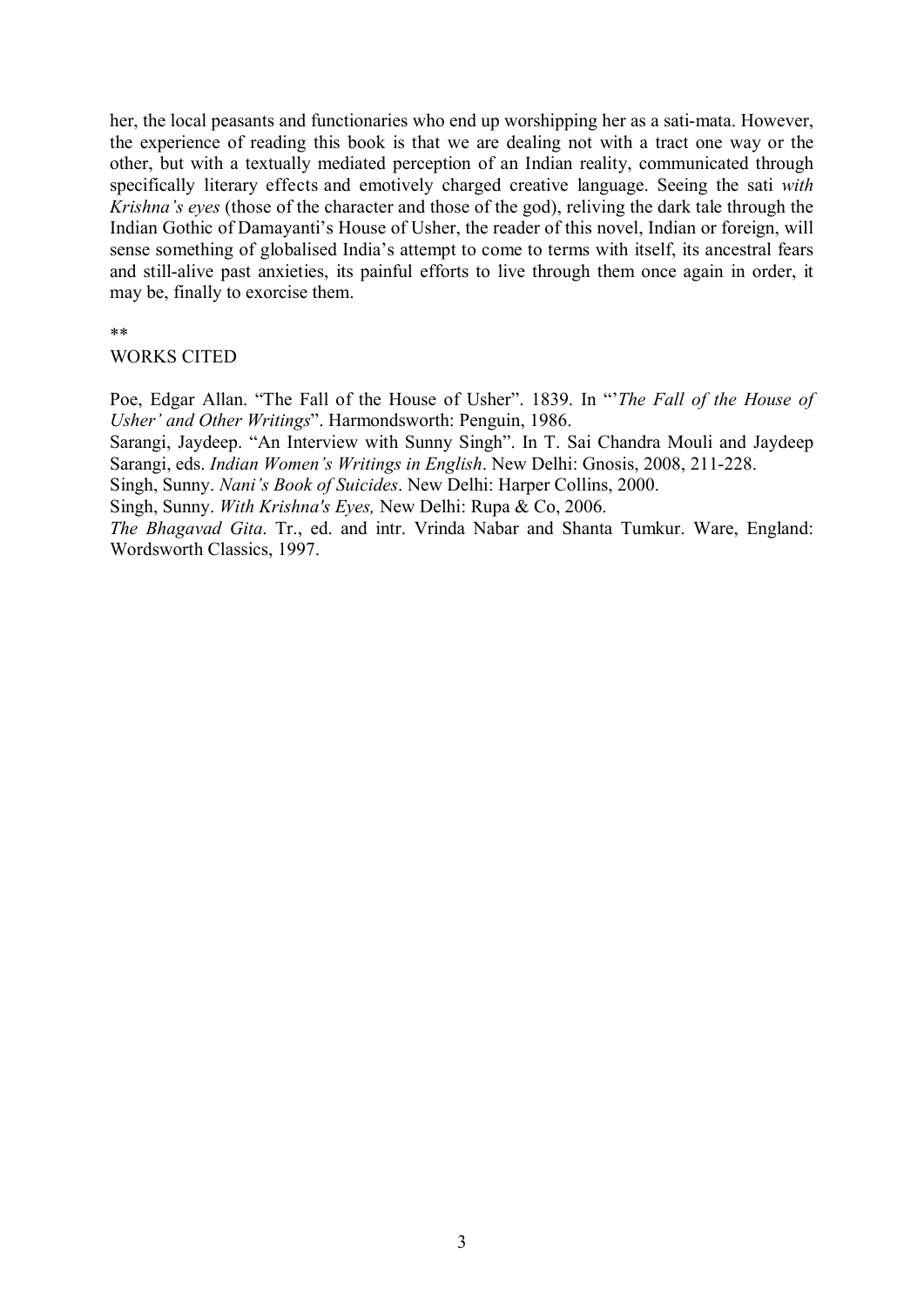her, the local peasants and functionaries who end up worshipping her as a sati-mata. However, the experience of reading this book is that we are dealing not with a tract one way or the other, but with a textually mediated perception of an Indian reality, communicated through specifically literary effects and emotively charged creative language. Seeing the sati *with Krishna's eyes* (those of the character and those of the god), reliving the dark tale through the Indian Gothic of Damayanti's House of Usher, the reader of this novel, Indian or foreign, will sense something of globalised India's attempt to come to terms with itself, its ancestral fears and still-alive past anxieties, its painful efforts to live through them once again in order, it may be, finally to exorcise them.

**

WORKS CITED

Poe, Edgar Allan. "The Fall of the House of Usher". 1839. In "'*The Fall of the House of Usher' and Other Writings*". Harmondsworth: Penguin, 1986.

Sarangi, Jaydeep. "An Interview with Sunny Singh". In T. Sai Chandra Mouli and Jaydeep Sarangi, eds. *Indian Women's Writings in English*. New Delhi: Gnosis, 2008, 211-228.

Singh, Sunny. *Nani's Book of Suicides*. New Delhi: Harper Collins, 2000.

Singh, Sunny. *With Krishna's Eyes,* New Delhi: Rupa & Co, 2006.

*The Bhagavad Gita*. Tr., ed. and intr. Vrinda Nabar and Shanta Tumkur. Ware, England: Wordsworth Classics, 1997.